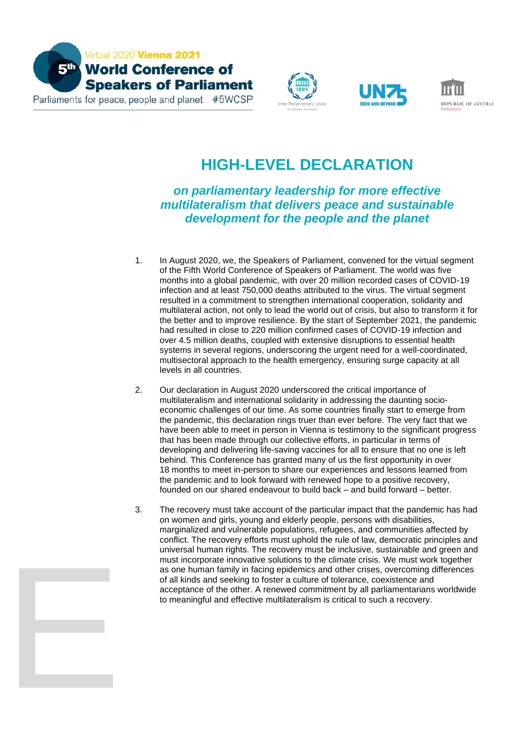Virtual 2020 **Vienna 2021**

**5th World Conference of Speakers of Parliament**

Parliaments for peace, people and planet #5WCSP

# HIGH-LEVEL DECLARATION

## *on parliamentary leadership for more effective multilateralism that delivers peace and sustainable development for the people and the planet*

1. In August 2020, we, the Speakers of Parliament, convened for the virtual segment of the Fifth World Conference of Speakers of Parliament. The world was five months into a global pandemic, with over 20 million recorded cases of COVID-19 infection and at least 750,000 deaths attributed to the virus. The virtual segment resulted in a commitment to strengthen international cooperation, solidarity and multilateral action, not only to lead the world out of crisis, but also to transform it for the better and to improve resilience. By the start of September 2021, the pandemic had resulted in close to 220 million confirmed cases of COVID-19 infection and over 4.5 million deaths, coupled with extensive disruptions to essential health systems in several regions, underscoring the urgent need for a well-coordinated, multisectoral approach to the health emergency, ensuring surge capacity at all levels in all countries.

2. Our declaration in August 2020 underscored the critical importance of multilateralism and international solidarity in addressing the daunting socio-economic challenges of our time. As some countries finally start to emerge from the pandemic, this declaration rings truer than ever before. The very fact that we have been able to meet in person in Vienna is testimony to the significant progress that has been made through our collective efforts, in particular in terms of developing and delivering life-saving vaccines for all to ensure that no one is left behind. This Conference has granted many of us the first opportunity in over 18 months to meet in-person to share our experiences and lessons learned from the pandemic and to look forward with renewed hope to a positive recovery, founded on our shared endeavour to build back – and build forward – better.

3. The recovery must take account of the particular impact that the pandemic has had on women and girls, young and elderly people, persons with disabilities, marginalized and vulnerable populations, refugees, and communities affected by conflict. The recovery efforts must uphold the rule of law, democratic principles and universal human rights. The recovery must be inclusive, sustainable and green and must incorporate innovative solutions to the climate crisis. We must work together as one human family in facing epidemics and other crises, overcoming differences of all kinds and seeking to foster a culture of tolerance, coexistence and acceptance of the other. A renewed commitment by all parliamentarians worldwide to meaningful and effective multilateralism is critical to such a recovery.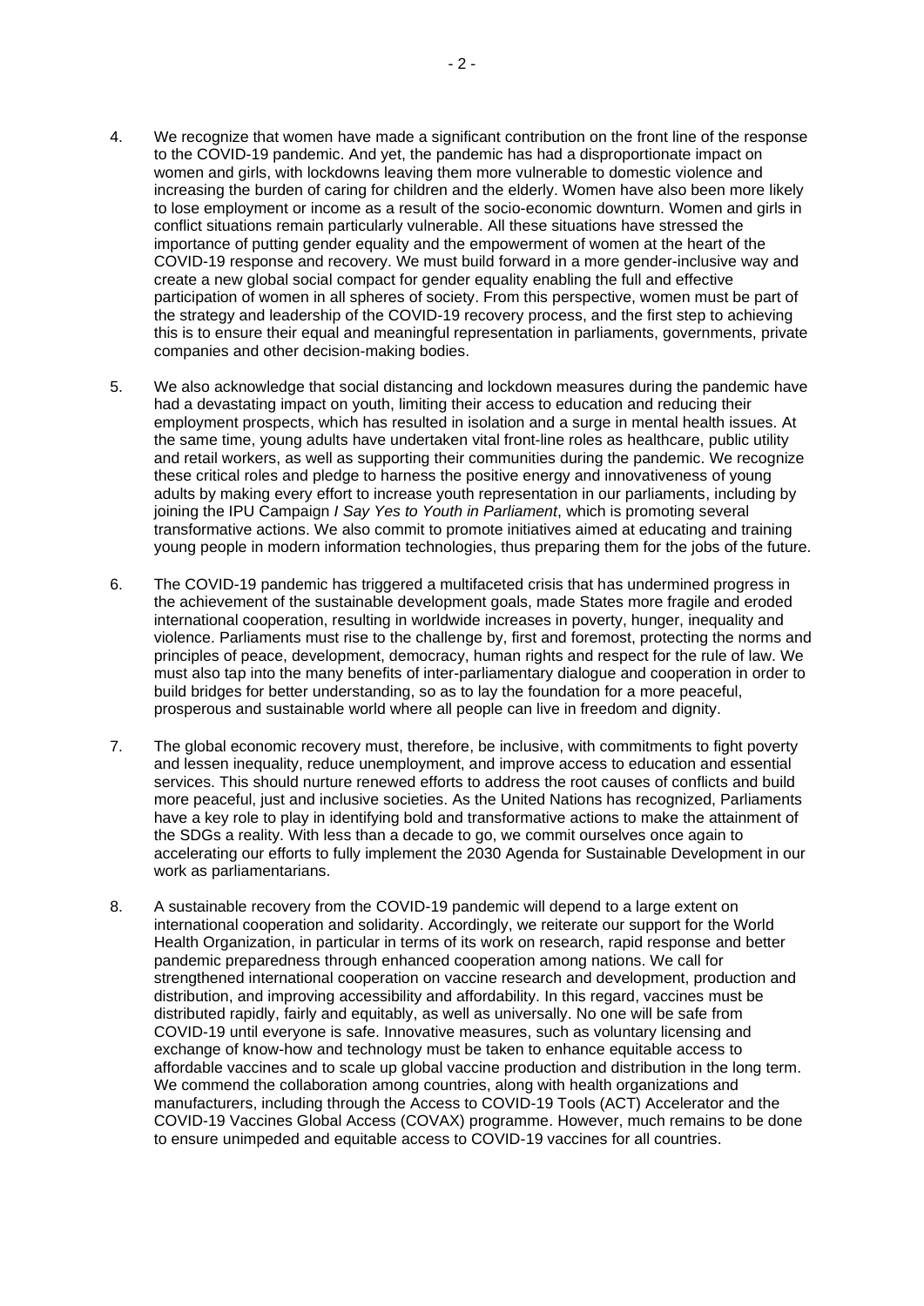4. We recognize that women have made a significant contribution on the front line of the response to the COVID-19 pandemic. And yet, the pandemic has had a disproportionate impact on women and girls, with lockdowns leaving them more vulnerable to domestic violence and increasing the burden of caring for children and the elderly. Women have also been more likely to lose employment or income as a result of the socio-economic downturn. Women and girls in conflict situations remain particularly vulnerable. All these situations have stressed the importance of putting gender equality and the empowerment of women at the heart of the COVID-19 response and recovery. We must build forward in a more gender-inclusive way and create a new global social compact for gender equality enabling the full and effective participation of women in all spheres of society. From this perspective, women must be part of the strategy and leadership of the COVID-19 recovery process, and the first step to achieving this is to ensure their equal and meaningful representation in parliaments, governments, private companies and other decision-making bodies.

5. We also acknowledge that social distancing and lockdown measures during the pandemic have had a devastating impact on youth, limiting their access to education and reducing their employment prospects, which has resulted in isolation and a surge in mental health issues. At the same time, young adults have undertaken vital front-line roles as healthcare, public utility and retail workers, as well as supporting their communities during the pandemic. We recognize these critical roles and pledge to harness the positive energy and innovativeness of young adults by making every effort to increase youth representation in our parliaments, including by joining the IPU Campaign *I Say Yes to Youth in Parliament*, which is promoting several transformative actions. We also commit to promote initiatives aimed at educating and training young people in modern information technologies, thus preparing them for the jobs of the future.

6. The COVID-19 pandemic has triggered a multifaceted crisis that has undermined progress in the achievement of the sustainable development goals, made States more fragile and eroded international cooperation, resulting in worldwide increases in poverty, hunger, inequality and violence. Parliaments must rise to the challenge by, first and foremost, protecting the norms and principles of peace, development, democracy, human rights and respect for the rule of law. We must also tap into the many benefits of inter-parliamentary dialogue and cooperation in order to build bridges for better understanding, so as to lay the foundation for a more peaceful, prosperous and sustainable world where all people can live in freedom and dignity.

7. The global economic recovery must, therefore, be inclusive, with commitments to fight poverty and lessen inequality, reduce unemployment, and improve access to education and essential services. This should nurture renewed efforts to address the root causes of conflicts and build more peaceful, just and inclusive societies. As the United Nations has recognized, Parliaments have a key role to play in identifying bold and transformative actions to make the attainment of the SDGs a reality. With less than a decade to go, we commit ourselves once again to accelerating our efforts to fully implement the 2030 Agenda for Sustainable Development in our work as parliamentarians.

8. A sustainable recovery from the COVID-19 pandemic will depend to a large extent on international cooperation and solidarity. Accordingly, we reiterate our support for the World Health Organization, in particular in terms of its work on research, rapid response and better pandemic preparedness through enhanced cooperation among nations. We call for strengthened international cooperation on vaccine research and development, production and distribution, and improving accessibility and affordability. In this regard, vaccines must be distributed rapidly, fairly and equitably, as well as universally. No one will be safe from COVID-19 until everyone is safe. Innovative measures, such as voluntary licensing and exchange of know-how and technology must be taken to enhance equitable access to affordable vaccines and to scale up global vaccine production and distribution in the long term. We commend the collaboration among countries, along with health organizations and manufacturers, including through the Access to COVID-19 Tools (ACT) Accelerator and the COVID-19 Vaccines Global Access (COVAX) programme. However, much remains to be done to ensure unimpeded and equitable access to COVID-19 vaccines for all countries.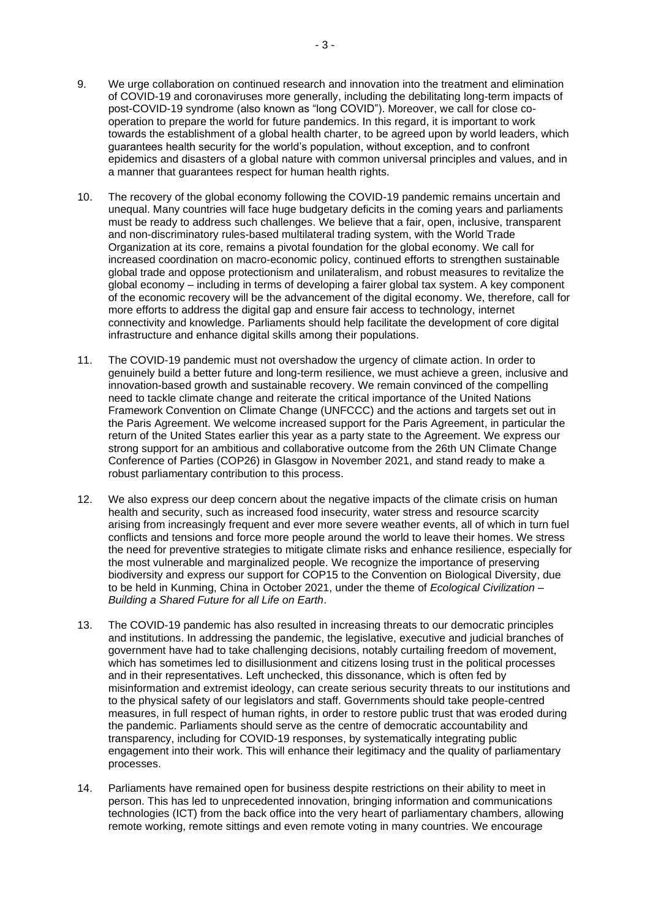9. We urge collaboration on continued research and innovation into the treatment and elimination of COVID-19 and coronaviruses more generally, including the debilitating long-term impacts of post-COVID-19 syndrome (also known as "long COVID"). Moreover, we call for close co-operation to prepare the world for future pandemics. In this regard, it is important to work towards the establishment of a global health charter, to be agreed upon by world leaders, which guarantees health security for the world's population, without exception, and to confront epidemics and disasters of a global nature with common universal principles and values, and in a manner that guarantees respect for human health rights.

10. The recovery of the global economy following the COVID-19 pandemic remains uncertain and unequal. Many countries will face huge budgetary deficits in the coming years and parliaments must be ready to address such challenges. We believe that a fair, open, inclusive, transparent and non-discriminatory rules-based multilateral trading system, with the World Trade Organization at its core, remains a pivotal foundation for the global economy. We call for increased coordination on macro-economic policy, continued efforts to strengthen sustainable global trade and oppose protectionism and unilateralism, and robust measures to revitalize the global economy – including in terms of developing a fairer global tax system. A key component of the economic recovery will be the advancement of the digital economy. We, therefore, call for more efforts to address the digital gap and ensure fair access to technology, internet connectivity and knowledge. Parliaments should help facilitate the development of core digital infrastructure and enhance digital skills among their populations.

11. The COVID-19 pandemic must not overshadow the urgency of climate action. In order to genuinely build a better future and long-term resilience, we must achieve a green, inclusive and innovation-based growth and sustainable recovery. We remain convinced of the compelling need to tackle climate change and reiterate the critical importance of the United Nations Framework Convention on Climate Change (UNFCCC) and the actions and targets set out in the Paris Agreement. We welcome increased support for the Paris Agreement, in particular the return of the United States earlier this year as a party state to the Agreement. We express our strong support for an ambitious and collaborative outcome from the 26th UN Climate Change Conference of Parties (COP26) in Glasgow in November 2021, and stand ready to make a robust parliamentary contribution to this process.

12. We also express our deep concern about the negative impacts of the climate crisis on human health and security, such as increased food insecurity, water stress and resource scarcity arising from increasingly frequent and ever more severe weather events, all of which in turn fuel conflicts and tensions and force more people around the world to leave their homes. We stress the need for preventive strategies to mitigate climate risks and enhance resilience, especially for the most vulnerable and marginalized people. We recognize the importance of preserving biodiversity and express our support for COP15 to the Convention on Biological Diversity, due to be held in Kunming, China in October 2021, under the theme of *Ecological Civilization – Building a Shared Future for all Life on Earth*.

13. The COVID-19 pandemic has also resulted in increasing threats to our democratic principles and institutions. In addressing the pandemic, the legislative, executive and judicial branches of government have had to take challenging decisions, notably curtailing freedom of movement, which has sometimes led to disillusionment and citizens losing trust in the political processes and in their representatives. Left unchecked, this dissonance, which is often fed by misinformation and extremist ideology, can create serious security threats to our institutions and to the physical safety of our legislators and staff. Governments should take people-centred measures, in full respect of human rights, in order to restore public trust that was eroded during the pandemic. Parliaments should serve as the centre of democratic accountability and transparency, including for COVID-19 responses, by systematically integrating public engagement into their work. This will enhance their legitimacy and the quality of parliamentary processes.

14. Parliaments have remained open for business despite restrictions on their ability to meet in person. This has led to unprecedented innovation, bringing information and communications technologies (ICT) from the back office into the very heart of parliamentary chambers, allowing remote working, remote sittings and even remote voting in many countries. We encourage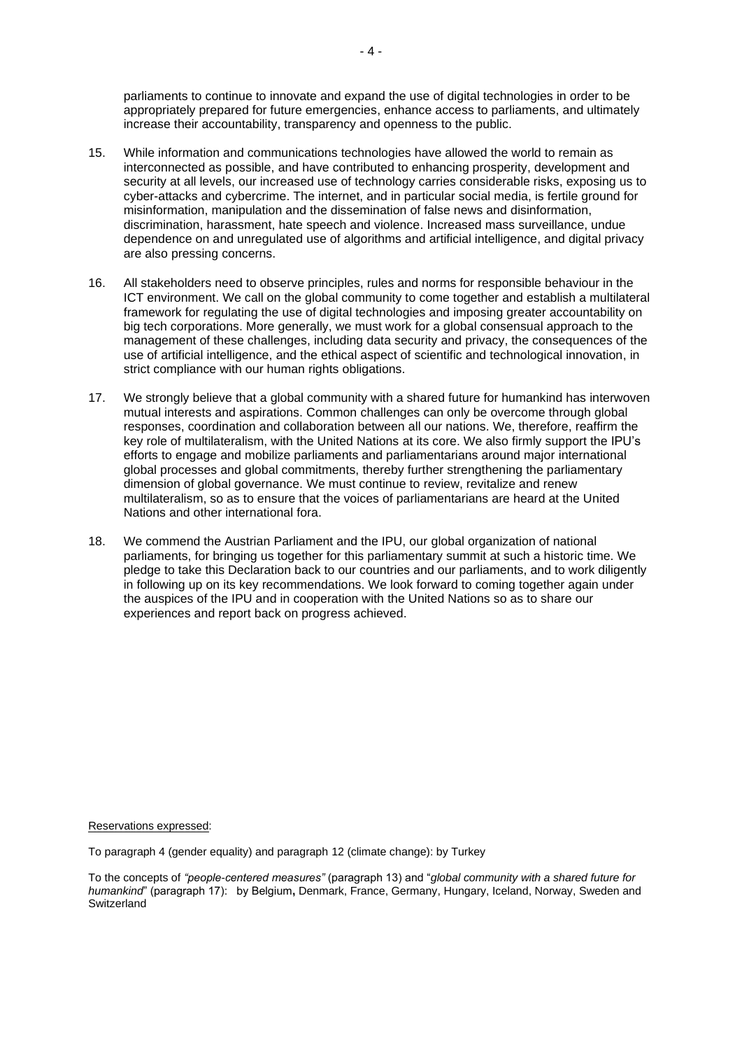parliaments to continue to innovate and expand the use of digital technologies in order to be appropriately prepared for future emergencies, enhance access to parliaments, and ultimately increase their accountability, transparency and openness to the public.

15. While information and communications technologies have allowed the world to remain as interconnected as possible, and have contributed to enhancing prosperity, development and security at all levels, our increased use of technology carries considerable risks, exposing us to cyber-attacks and cybercrime. The internet, and in particular social media, is fertile ground for misinformation, manipulation and the dissemination of false news and disinformation, discrimination, harassment, hate speech and violence. Increased mass surveillance, undue dependence on and unregulated use of algorithms and artificial intelligence, and digital privacy are also pressing concerns.

16. All stakeholders need to observe principles, rules and norms for responsible behaviour in the ICT environment. We call on the global community to come together and establish a multilateral framework for regulating the use of digital technologies and imposing greater accountability on big tech corporations. More generally, we must work for a global consensual approach to the management of these challenges, including data security and privacy, the consequences of the use of artificial intelligence, and the ethical aspect of scientific and technological innovation, in strict compliance with our human rights obligations.

17. We strongly believe that a global community with a shared future for humankind has interwoven mutual interests and aspirations. Common challenges can only be overcome through global responses, coordination and collaboration between all our nations. We, therefore, reaffirm the key role of multilateralism, with the United Nations at its core. We also firmly support the IPU's efforts to engage and mobilize parliaments and parliamentarians around major international global processes and global commitments, thereby further strengthening the parliamentary dimension of global governance. We must continue to review, revitalize and renew multilateralism, so as to ensure that the voices of parliamentarians are heard at the United Nations and other international fora.

18. We commend the Austrian Parliament and the IPU, our global organization of national parliaments, for bringing us together for this parliamentary summit at such a historic time. We pledge to take this Declaration back to our countries and our parliaments, and to work diligently in following up on its key recommendations. We look forward to coming together again under the auspices of the IPU and in cooperation with the United Nations so as to share our experiences and report back on progress achieved.

Reservations expressed:

To paragraph 4 (gender equality) and paragraph 12 (climate change): by Turkey

To the concepts of *"people-centered measures"* (paragraph 13) and "*global community with a shared future for humankind*" (paragraph 17): by Belgium, Denmark, France, Germany, Hungary, Iceland, Norway, Sweden and Switzerland